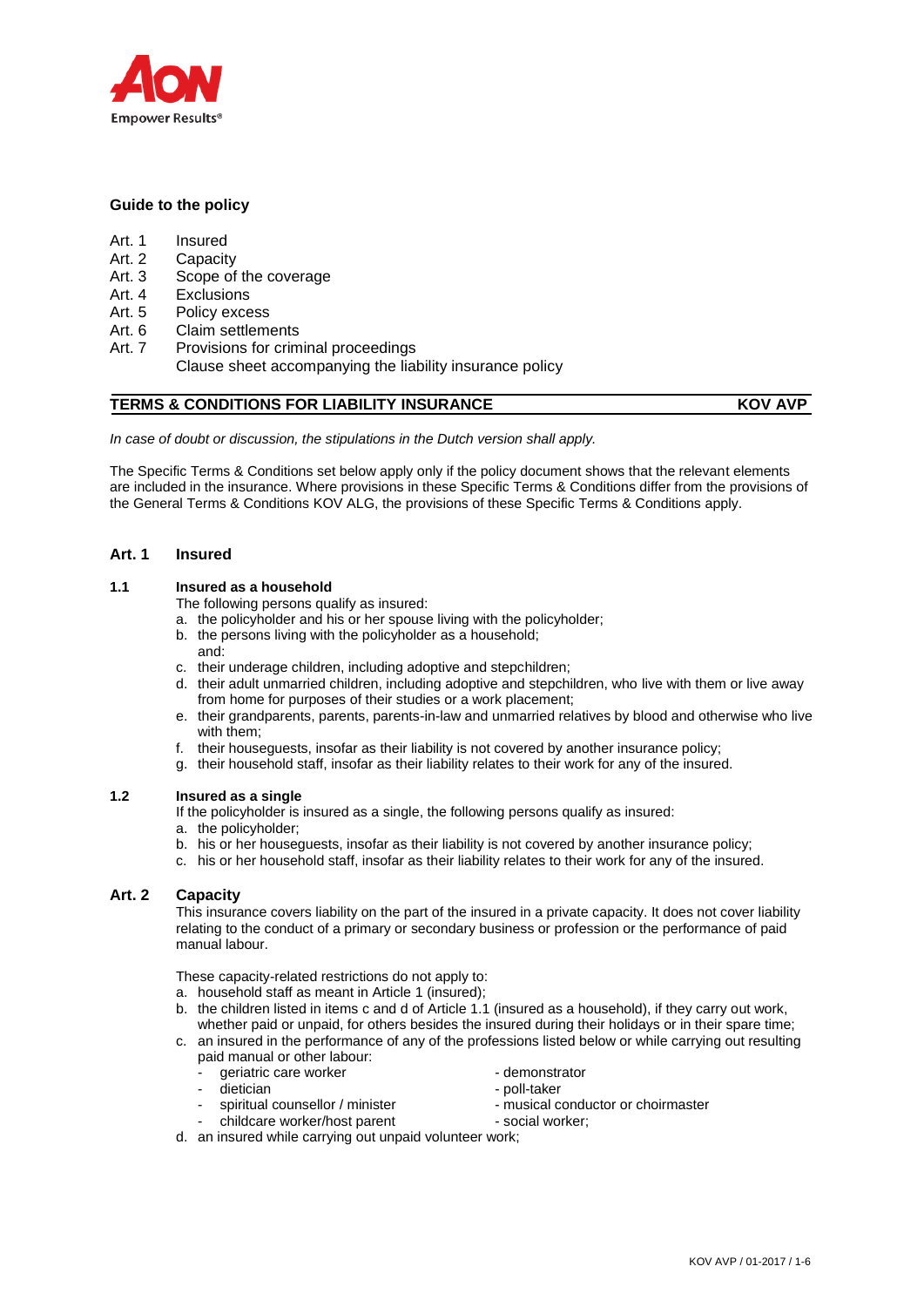AON
Empower Results®

**Guide to the policy**

- Art. 1 Insured
- Art. 2 Capacity
- Art. 3 Scope of the coverage
- Art. 4 Exclusions
- Art. 5 Policy excess
- Art. 6 Claim settlements
- Art. 7 Provisions for criminal proceedings
  Clause sheet accompanying the liability insurance policy

## TERMS & CONDITIONS FOR LIABILITY INSURANCE — KOV AVP

*In case of doubt or discussion, the stipulations in the Dutch version shall apply.*

The Specific Terms & Conditions set below apply only if the policy document shows that the relevant elements are included in the insurance. Where provisions in these Specific Terms & Conditions differ from the provisions of the General Terms & Conditions KOV ALG, the provisions of these Specific Terms & Conditions apply.

### Art. 1 Insured

#### 1.1 Insured as a household

The following persons qualify as insured:

a. the policyholder and his or her spouse living with the policyholder;
b. the persons living with the policyholder as a household;
   and:
c. their underage children, including adoptive and stepchildren;
d. their adult unmarried children, including adoptive and stepchildren, who live with them or live away from home for purposes of their studies or a work placement;
e. their grandparents, parents, parents-in-law and unmarried relatives by blood and otherwise who live with them;
f. their houseguests, insofar as their liability is not covered by another insurance policy;
g. their household staff, insofar as their liability relates to their work for any of the insured.

#### 1.2 Insured as a single

If the policyholder is insured as a single, the following persons qualify as insured:

a. the policyholder;
b. his or her houseguests, insofar as their liability is not covered by another insurance policy;
c. his or her household staff, insofar as their liability relates to their work for any of the insured.

### Art. 2 Capacity

This insurance covers liability on the part of the insured in a private capacity. It does not cover liability relating to the conduct of a primary or secondary business or profession or the performance of paid manual labour.

These capacity-related restrictions do not apply to:

a. household staff as meant in Article 1 (insured);
b. the children listed in items c and d of Article 1.1 (insured as a household), if they carry out work, whether paid or unpaid, for others besides the insured during their holidays or in their spare time;
c. an insured in the performance of any of the professions listed below or while carrying out resulting paid manual or other labour:
   - geriatric care worker
   - dietician
   - spiritual counsellor / minister
   - childcare worker/host parent
   - demonstrator
   - poll-taker
   - musical conductor or choirmaster
   - social worker;
d. an insured while carrying out unpaid volunteer work;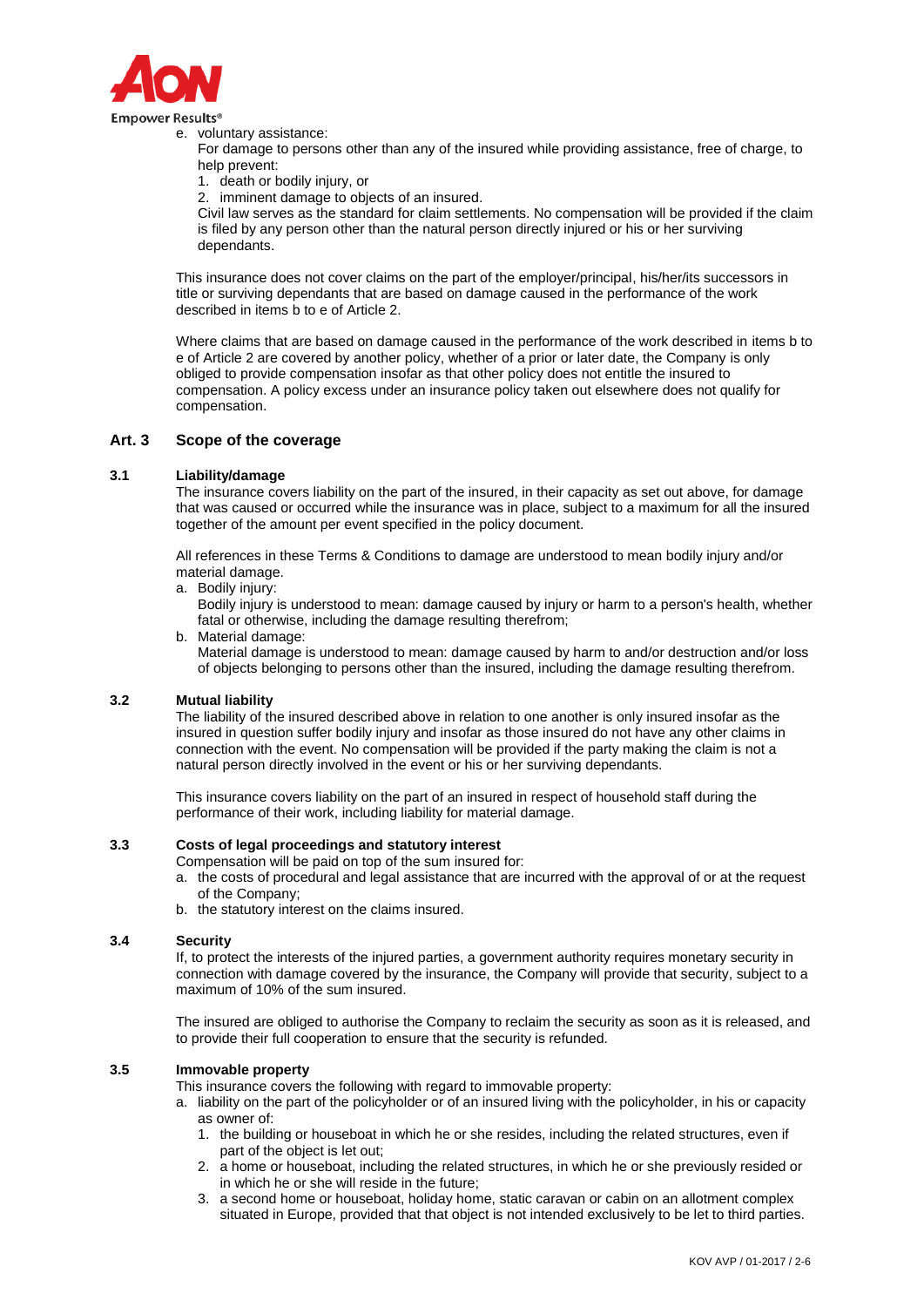e. voluntary assistance:

   For damage to persons other than any of the insured while providing assistance, free of charge, to help prevent:

   1. death or bodily injury, or
   2. imminent damage to objects of an insured.

   Civil law serves as the standard for claim settlements. No compensation will be provided if the claim is filed by any person other than the natural person directly injured or his or her surviving dependants.

This insurance does not cover claims on the part of the employer/principal, his/her/its successors in title or surviving dependants that are based on damage caused in the performance of the work described in items b to e of Article 2.

Where claims that are based on damage caused in the performance of the work described in items b to e of Article 2 are covered by another policy, whether of a prior or later date, the Company is only obliged to provide compensation insofar as that other policy does not entitle the insured to compensation. A policy excess under an insurance policy taken out elsewhere does not qualify for compensation.

## Art. 3 Scope of the coverage

### 3.1 Liability/damage

The insurance covers liability on the part of the insured, in their capacity as set out above, for damage that was caused or occurred while the insurance was in place, subject to a maximum for all the insured together of the amount per event specified in the policy document.

All references in these Terms & Conditions to damage are understood to mean bodily injury and/or material damage.

a. Bodily injury:

   Bodily injury is understood to mean: damage caused by injury or harm to a person's health, whether fatal or otherwise, including the damage resulting therefrom;

b. Material damage:

   Material damage is understood to mean: damage caused by harm to and/or destruction and/or loss of objects belonging to persons other than the insured, including the damage resulting therefrom.

### 3.2 Mutual liability

The liability of the insured described above in relation to one another is only insured insofar as the insured in question suffer bodily injury and insofar as those insured do not have any other claims in connection with the event. No compensation will be provided if the party making the claim is not a natural person directly involved in the event or his or her surviving dependants.

This insurance covers liability on the part of an insured in respect of household staff during the performance of their work, including liability for material damage.

### 3.3 Costs of legal proceedings and statutory interest

Compensation will be paid on top of the sum insured for:

a. the costs of procedural and legal assistance that are incurred with the approval of or at the request of the Company;
b. the statutory interest on the claims insured.

### 3.4 Security

If, to protect the interests of the injured parties, a government authority requires monetary security in connection with damage covered by the insurance, the Company will provide that security, subject to a maximum of 10% of the sum insured.

The insured are obliged to authorise the Company to reclaim the security as soon as it is released, and to provide their full cooperation to ensure that the security is refunded.

### 3.5 Immovable property

This insurance covers the following with regard to immovable property:

a. liability on the part of the policyholder or of an insured living with the policyholder, in his or capacity as owner of:
   1. the building or houseboat in which he or she resides, including the related structures, even if part of the object is let out;
   2. a home or houseboat, including the related structures, in which he or she previously resided or in which he or she will reside in the future;
   3. a second home or houseboat, holiday home, static caravan or cabin on an allotment complex situated in Europe, provided that that object is not intended exclusively to be let to third parties.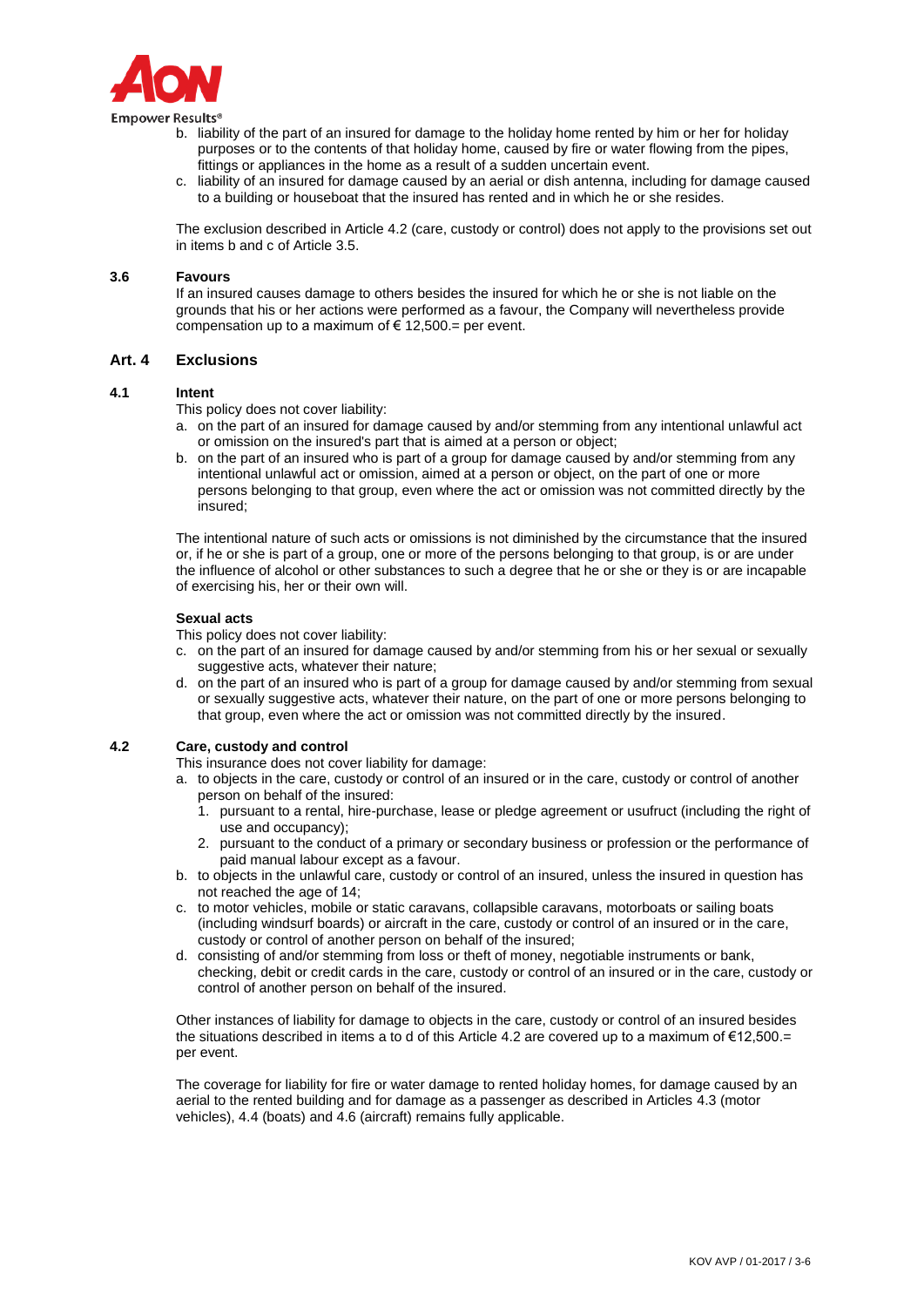b. liability of the part of an insured for damage to the holiday home rented by him or her for holiday purposes or to the contents of that holiday home, caused by fire or water flowing from the pipes, fittings or appliances in the home as a result of a sudden uncertain event.
c. liability of an insured for damage caused by an aerial or dish antenna, including for damage caused to a building or houseboat that the insured has rented and in which he or she resides.

The exclusion described in Article 4.2 (care, custody or control) does not apply to the provisions set out in items b and c of Article 3.5.

### 3.6 Favours

If an insured causes damage to others besides the insured for which he or she is not liable on the grounds that his or her actions were performed as a favour, the Company will nevertheless provide compensation up to a maximum of € 12,500.= per event.

## Art. 4 Exclusions

### 4.1 Intent

This policy does not cover liability:

a. on the part of an insured for damage caused by and/or stemming from any intentional unlawful act or omission on the insured's part that is aimed at a person or object;
b. on the part of an insured who is part of a group for damage caused by and/or stemming from any intentional unlawful act or omission, aimed at a person or object, on the part of one or more persons belonging to that group, even where the act or omission was not committed directly by the insured;

The intentional nature of such acts or omissions is not diminished by the circumstance that the insured or, if he or she is part of a group, one or more of the persons belonging to that group, is or are under the influence of alcohol or other substances to such a degree that he or she or they is or are incapable of exercising his, her or their own will.

**Sexual acts**

This policy does not cover liability:

c. on the part of an insured for damage caused by and/or stemming from his or her sexual or sexually suggestive acts, whatever their nature;
d. on the part of an insured who is part of a group for damage caused by and/or stemming from sexual or sexually suggestive acts, whatever their nature, on the part of one or more persons belonging to that group, even where the act or omission was not committed directly by the insured.

### 4.2 Care, custody and control

This insurance does not cover liability for damage:

a. to objects in the care, custody or control of an insured or in the care, custody or control of another person on behalf of the insured:
   1. pursuant to a rental, hire-purchase, lease or pledge agreement or usufruct (including the right of use and occupancy);
   2. pursuant to the conduct of a primary or secondary business or profession or the performance of paid manual labour except as a favour.
b. to objects in the unlawful care, custody or control of an insured, unless the insured in question has not reached the age of 14;
c. to motor vehicles, mobile or static caravans, collapsible caravans, motorboats or sailing boats (including windsurf boards) or aircraft in the care, custody or control of an insured or in the care, custody or control of another person on behalf of the insured;
d. consisting of and/or stemming from loss or theft of money, negotiable instruments or bank, checking, debit or credit cards in the care, custody or control of an insured or in the care, custody or control of another person on behalf of the insured.

Other instances of liability for damage to objects in the care, custody or control of an insured besides the situations described in items a to d of this Article 4.2 are covered up to a maximum of €12,500.= per event.

The coverage for liability for fire or water damage to rented holiday homes, for damage caused by an aerial to the rented building and for damage as a passenger as described in Articles 4.3 (motor vehicles), 4.4 (boats) and 4.6 (aircraft) remains fully applicable.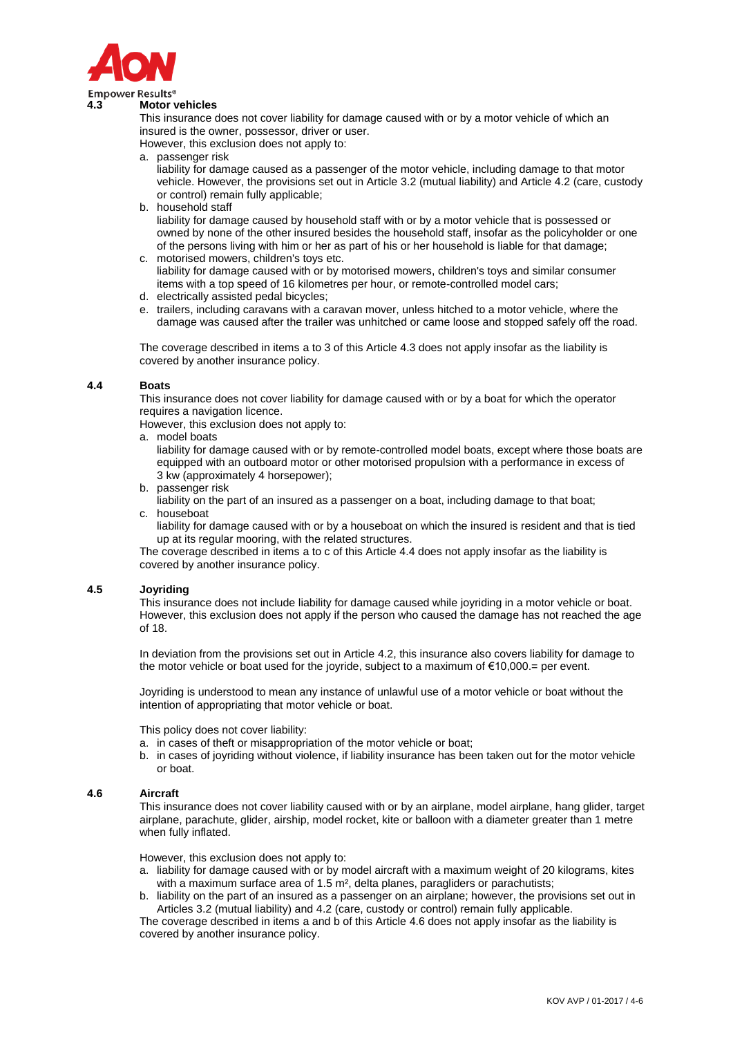### 4.3 Motor vehicles

This insurance does not cover liability for damage caused with or by a motor vehicle of which an insured is the owner, possessor, driver or user.

However, this exclusion does not apply to:

a. passenger risk
   liability for damage caused as a passenger of the motor vehicle, including damage to that motor vehicle. However, the provisions set out in Article 3.2 (mutual liability) and Article 4.2 (care, custody or control) remain fully applicable;
b. household staff
   liability for damage caused by household staff with or by a motor vehicle that is possessed or owned by none of the other insured besides the household staff, insofar as the policyholder or one of the persons living with him or her as part of his or her household is liable for that damage;
c. motorised mowers, children's toys etc.
   liability for damage caused with or by motorised mowers, children's toys and similar consumer items with a top speed of 16 kilometres per hour, or remote-controlled model cars;
d. electrically assisted pedal bicycles;
e. trailers, including caravans with a caravan mover, unless hitched to a motor vehicle, where the damage was caused after the trailer was unhitched or came loose and stopped safely off the road.

The coverage described in items a to 3 of this Article 4.3 does not apply insofar as the liability is covered by another insurance policy.

### 4.4 Boats

This insurance does not cover liability for damage caused with or by a boat for which the operator requires a navigation licence.

However, this exclusion does not apply to:

a. model boats
   liability for damage caused with or by remote-controlled model boats, except where those boats are equipped with an outboard motor or other motorised propulsion with a performance in excess of 3 kw (approximately 4 horsepower);
b. passenger risk
   liability on the part of an insured as a passenger on a boat, including damage to that boat;
c. houseboat
   liability for damage caused with or by a houseboat on which the insured is resident and that is tied up at its regular mooring, with the related structures.

The coverage described in items a to c of this Article 4.4 does not apply insofar as the liability is covered by another insurance policy.

### 4.5 Joyriding

This insurance does not include liability for damage caused while joyriding in a motor vehicle or boat. However, this exclusion does not apply if the person who caused the damage has not reached the age of 18.

In deviation from the provisions set out in Article 4.2, this insurance also covers liability for damage to the motor vehicle or boat used for the joyride, subject to a maximum of €10,000.= per event.

Joyriding is understood to mean any instance of unlawful use of a motor vehicle or boat without the intention of appropriating that motor vehicle or boat.

This policy does not cover liability:

a. in cases of theft or misappropriation of the motor vehicle or boat;
b. in cases of joyriding without violence, if liability insurance has been taken out for the motor vehicle or boat.

### 4.6 Aircraft

This insurance does not cover liability caused with or by an airplane, model airplane, hang glider, target airplane, parachute, glider, airship, model rocket, kite or balloon with a diameter greater than 1 metre when fully inflated.

However, this exclusion does not apply to:

a. liability for damage caused with or by model aircraft with a maximum weight of 20 kilograms, kites with a maximum surface area of 1.5 m², delta planes, paragliders or parachutists;
b. liability on the part of an insured as a passenger on an airplane; however, the provisions set out in Articles 3.2 (mutual liability) and 4.2 (care, custody or control) remain fully applicable.

The coverage described in items a and b of this Article 4.6 does not apply insofar as the liability is covered by another insurance policy.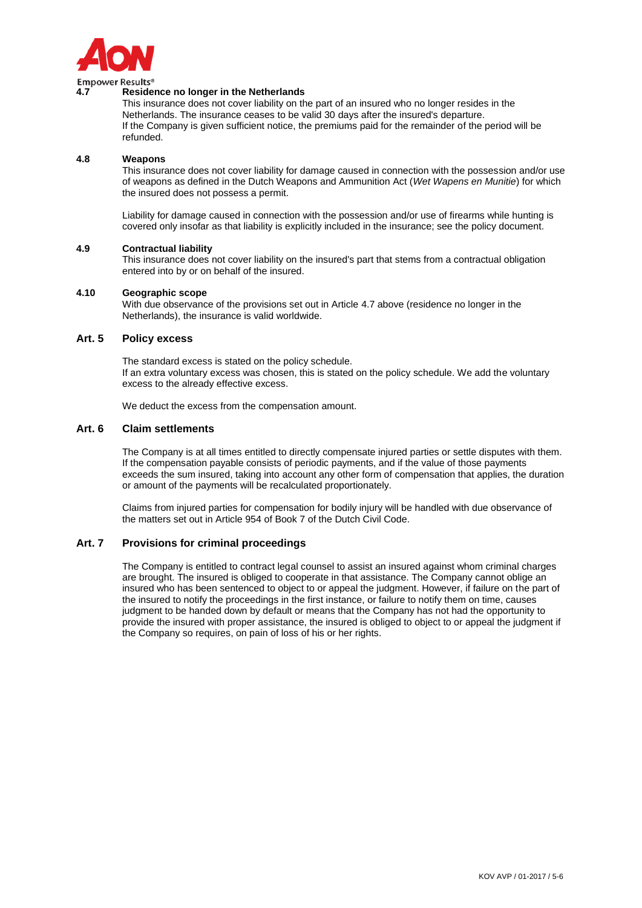### 4.7 Residence no longer in the Netherlands

This insurance does not cover liability on the part of an insured who no longer resides in the Netherlands. The insurance ceases to be valid 30 days after the insured's departure.
If the Company is given sufficient notice, the premiums paid for the remainder of the period will be refunded.

### 4.8 Weapons

This insurance does not cover liability for damage caused in connection with the possession and/or use of weapons as defined in the Dutch Weapons and Ammunition Act (*Wet Wapens en Munitie*) for which the insured does not possess a permit.

Liability for damage caused in connection with the possession and/or use of firearms while hunting is covered only insofar as that liability is explicitly included in the insurance; see the policy document.

### 4.9 Contractual liability

This insurance does not cover liability on the insured's part that stems from a contractual obligation entered into by or on behalf of the insured.

### 4.10 Geographic scope

With due observance of the provisions set out in Article 4.7 above (residence no longer in the Netherlands), the insurance is valid worldwide.

## Art. 5 Policy excess

The standard excess is stated on the policy schedule.
If an extra voluntary excess was chosen, this is stated on the policy schedule. We add the voluntary excess to the already effective excess.

We deduct the excess from the compensation amount.

## Art. 6 Claim settlements

The Company is at all times entitled to directly compensate injured parties or settle disputes with them. If the compensation payable consists of periodic payments, and if the value of those payments exceeds the sum insured, taking into account any other form of compensation that applies, the duration or amount of the payments will be recalculated proportionately.

Claims from injured parties for compensation for bodily injury will be handled with due observance of the matters set out in Article 954 of Book 7 of the Dutch Civil Code.

## Art. 7 Provisions for criminal proceedings

The Company is entitled to contract legal counsel to assist an insured against whom criminal charges are brought. The insured is obliged to cooperate in that assistance. The Company cannot oblige an insured who has been sentenced to object to or appeal the judgment. However, if failure on the part of the insured to notify the proceedings in the first instance, or failure to notify them on time, causes judgment to be handed down by default or means that the Company has not had the opportunity to provide the insured with proper assistance, the insured is obliged to object to or appeal the judgment if the Company so requires, on pain of loss of his or her rights.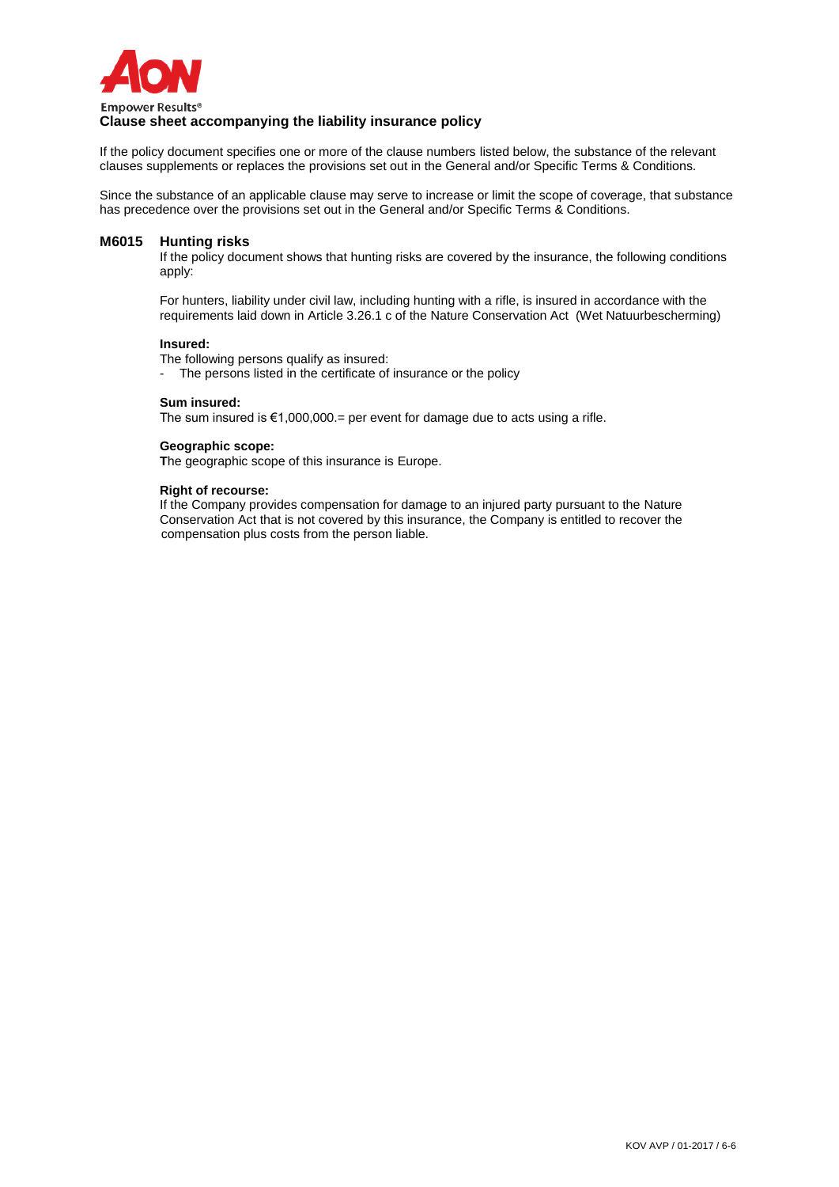Empower Results®

## Clause sheet accompanying the liability insurance policy

If the policy document specifies one or more of the clause numbers listed below, the substance of the relevant clauses supplements or replaces the provisions set out in the General and/or Specific Terms & Conditions.

Since the substance of an applicable clause may serve to increase or limit the scope of coverage, that substance has precedence over the provisions set out in the General and/or Specific Terms & Conditions.

### M6015 Hunting risks

If the policy document shows that hunting risks are covered by the insurance, the following conditions apply:

For hunters, liability under civil law, including hunting with a rifle, is insured in accordance with the requirements laid down in Article 3.26.1 c of the Nature Conservation Act (Wet Natuurbescherming)

**Insured:**

The following persons qualify as insured:

- The persons listed in the certificate of insurance or the policy

**Sum insured:**

The sum insured is €1,000,000.= per event for damage due to acts using a rifle.

**Geographic scope:**

The geographic scope of this insurance is Europe.

**Right of recourse:**

If the Company provides compensation for damage to an injured party pursuant to the Nature Conservation Act that is not covered by this insurance, the Company is entitled to recover the compensation plus costs from the person liable.